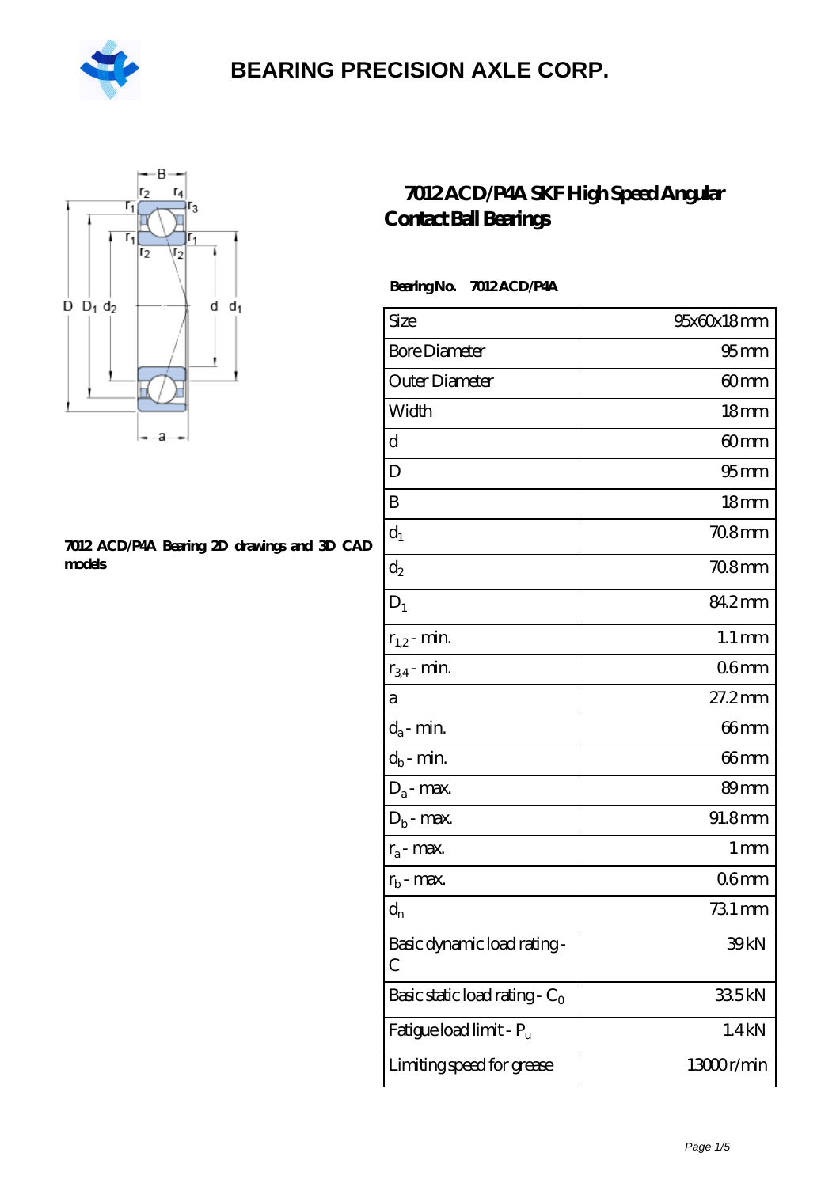# BEARING PRECISION AXLE CORP.

## 7012 ACD/P4A SKF High Speed Angular Contact Ball Bearings

**Bearing No. 7012 ACD/P4A**

| Size | 95x60x18 mm |
|---|---|
| Bore Diameter | 95 mm |
| Outer Diameter | 60 mm |
| Width | 18 mm |
| d | 60 mm |
| D | 95 mm |
| B | 18 mm |
| $d_1$ | 70.8 mm |
| $d_2$ | 70.8 mm |
| $D_1$ | 84.2 mm |
| $r_{1,2}$ - min. | 1.1 mm |
| $r_{3,4}$ - min. | 0.6 mm |
| a | 27.2 mm |
| $d_a$ - min. | 66 mm |
| $d_b$ - min. | 66 mm |
| $D_a$ - max. | 89 mm |
| $D_b$ - max. | 91.8 mm |
| $r_a$ - max. | 1 mm |
| $r_b$ - max. | 0.6 mm |
| $d_n$ | 73.1 mm |
| Basic dynamic load rating - C | 39 kN |
| Basic static load rating - $C_0$ | 33.5 kN |
| Fatigue load limit - $P_u$ | 1.4 kN |
| Limiting speed for grease | 13000 r/min |

**7012 ACD/P4A Bearing 2D drawings and 3D CAD models**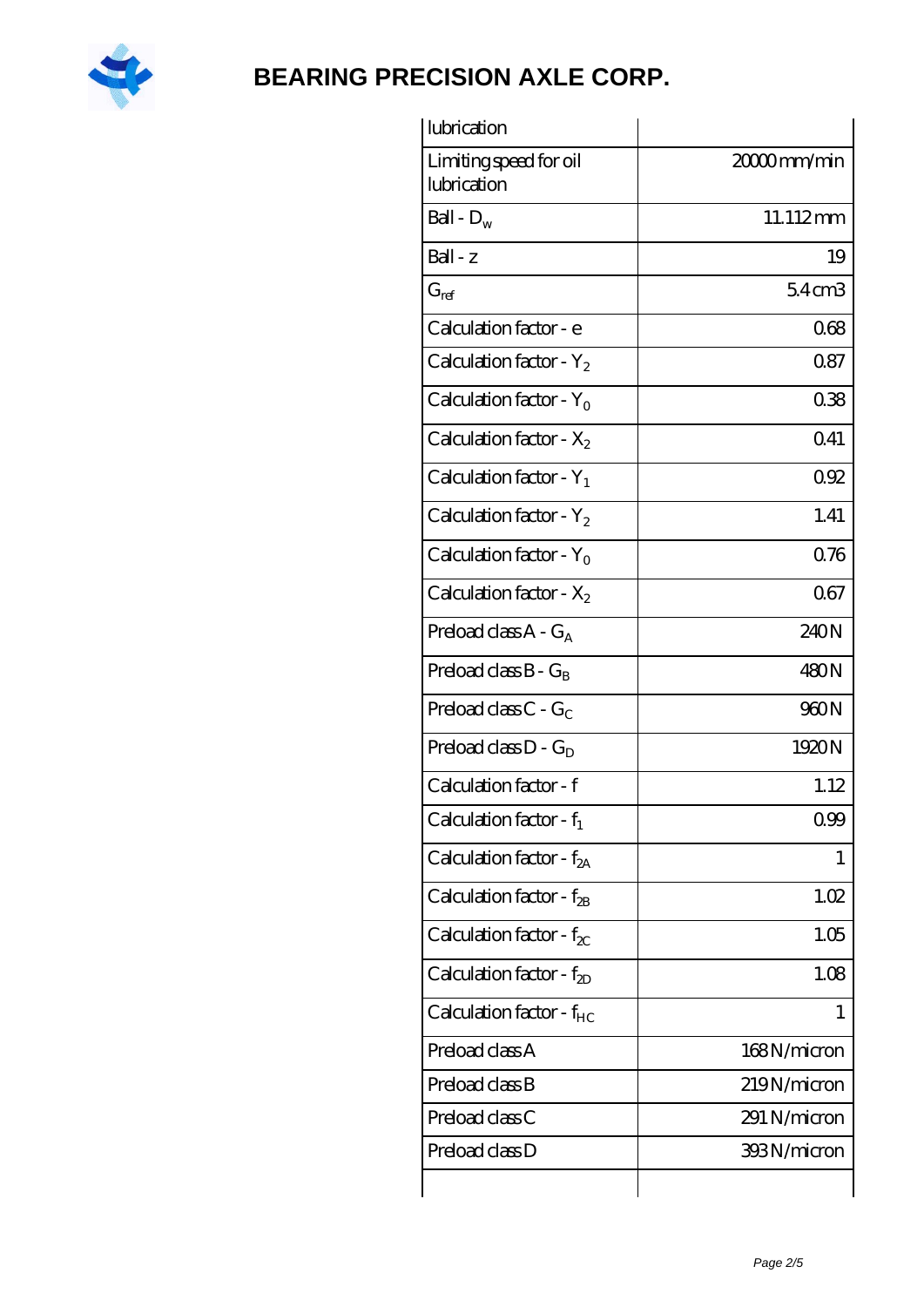| lubrication | |
|---|---|
| Limiting speed for oil lubrication | 20000 mm/min |
| Ball - $D_w$ | 11.112 mm |
| Ball - z | 19 |
| $G_{ref}$ | 5.4 cm3 |
| Calculation factor - e | 0.68 |
| Calculation factor - $Y_2$ | 0.87 |
| Calculation factor - $Y_0$ | 0.38 |
| Calculation factor - $X_2$ | 0.41 |
| Calculation factor - $Y_1$ | 0.92 |
| Calculation factor - $Y_2$ | 1.41 |
| Calculation factor - $Y_0$ | 0.76 |
| Calculation factor - $X_2$ | 0.67 |
| Preload class A - $G_A$ | 240 N |
| Preload class B - $G_B$ | 480 N |
| Preload class C - $G_C$ | 960 N |
| Preload class D - $G_D$ | 1920 N |
| Calculation factor - f | 1.12 |
| Calculation factor - $f_1$ | 0.99 |
| Calculation factor - $f_{2A}$ | 1 |
| Calculation factor - $f_{2B}$ | 1.02 |
| Calculation factor - $f_{2C}$ | 1.05 |
| Calculation factor - $f_{2D}$ | 1.08 |
| Calculation factor - $f_{HC}$ | 1 |
| Preload class A | 168 N/micron |
| Preload class B | 219 N/micron |
| Preload class C | 291 N/micron |
| Preload class D | 393 N/micron |
| | |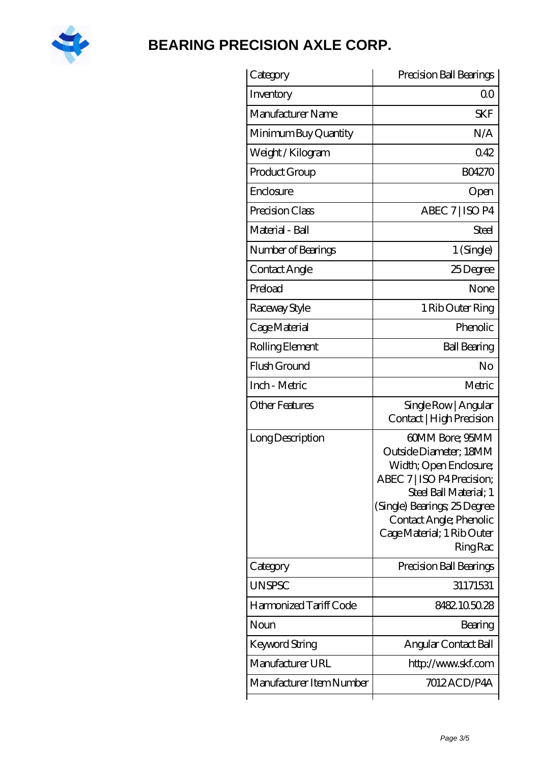# BEARING PRECISION AXLE CORP.

| Category | Precision Ball Bearings |
|---|---|
| Inventory | 0.0 |
| Manufacturer Name | SKF |
| Minimum Buy Quantity | N/A |
| Weight / Kilogram | 0.42 |
| Product Group | B04270 |
| Enclosure | Open |
| Precision Class | ABEC 7 \| ISO P4 |
| Material - Ball | Steel |
| Number of Bearings | 1 (Single) |
| Contact Angle | 25 Degree |
| Preload | None |
| Raceway Style | 1 Rib Outer Ring |
| Cage Material | Phenolic |
| Rolling Element | Ball Bearing |
| Flush Ground | No |
| Inch - Metric | Metric |
| Other Features | Single Row \| Angular Contact \| High Precision |
| Long Description | 60MM Bore; 95MM Outside Diameter; 18MM Width; Open Enclosure; ABEC 7 \| ISO P4 Precision; Steel Ball Material; 1 (Single) Bearings; 25 Degree Contact Angle; Phenolic Cage Material; 1 Rib Outer Ring Rac |
| Category | Precision Ball Bearings |
| UNSPSC | 31171531 |
| Harmonized Tariff Code | 8482.10.50.28 |
| Noun | Bearing |
| Keyword String | Angular Contact Ball |
| Manufacturer URL | http://www.skf.com |
| Manufacturer Item Number | 7012 ACD/P4A |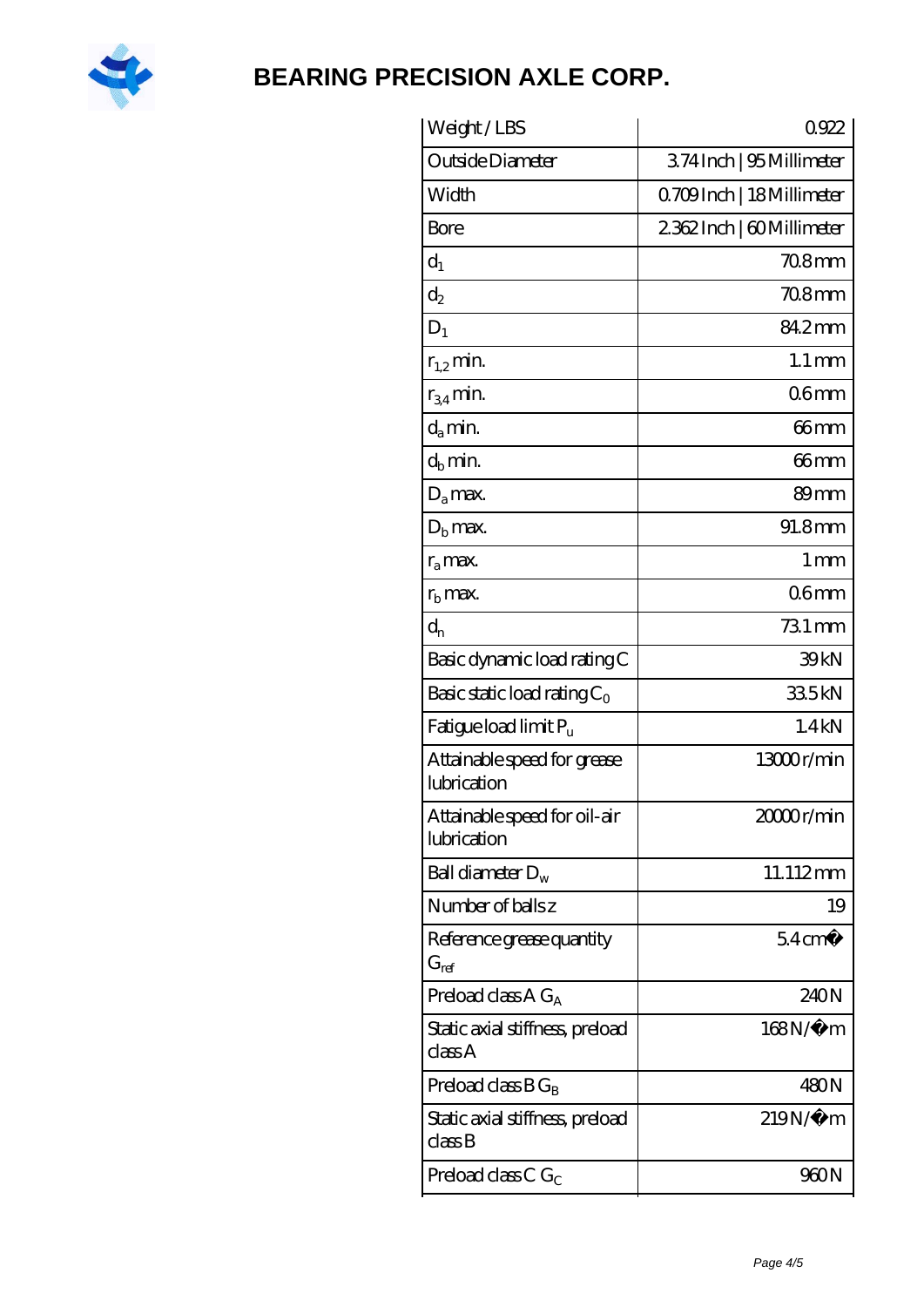| Weight / LBS | 0.922 |
| --- | --- |
| Outside Diameter | 3.74 Inch \| 95 Millimeter |
| Width | 0.709 Inch \| 18 Millimeter |
| Bore | 2.362 Inch \| 60 Millimeter |
| $d_1$ | 70.8 mm |
| $d_2$ | 70.8 mm |
| $D_1$ | 84.2 mm |
| $r_{1,2}$ min. | 1.1 mm |
| $r_{3,4}$ min. | 0.6 mm |
| $d_a$ min. | 66 mm |
| $d_b$ min. | 66 mm |
| $D_a$ max. | 89 mm |
| $D_b$ max. | 91.8 mm |
| $r_a$ max. | 1 mm |
| $r_b$ max. | 0.6 mm |
| $d_n$ | 73.1 mm |
| Basic dynamic load rating C | 39 kN |
| Basic static load rating $C_0$ | 33.5 kN |
| Fatigue load limit $P_u$ | 1.4 kN |
| Attainable speed for grease lubrication | 13000 r/min |
| Attainable speed for oil-air lubrication | 20000 r/min |
| Ball diameter $D_w$ | 11.112 mm |
| Number of balls z | 19 |
| Reference grease quantity $G_{ref}$ | 5.4 cm� |
| Preload class A $G_A$ | 240 N |
| Static axial stiffness, preload class A | 168 N/�m |
| Preload class B $G_B$ | 480 N |
| Static axial stiffness, preload class B | 219 N/�m |
| Preload class C $G_C$ | 960 N |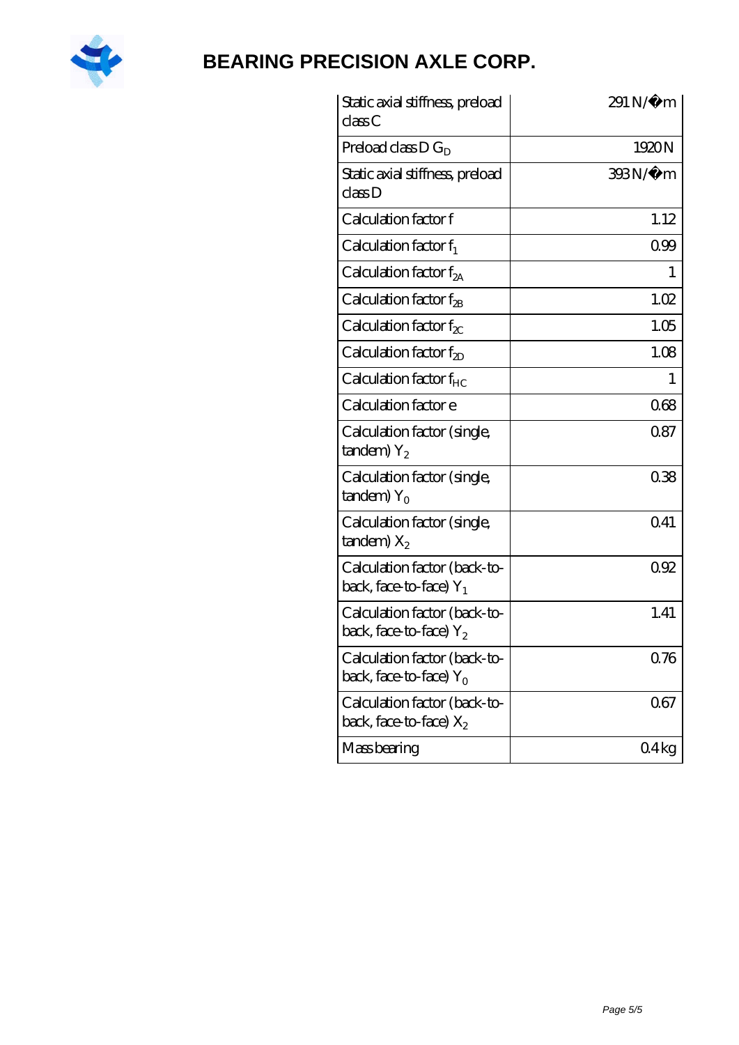| | |
|---|---|
| Static axial stiffness, preload class C | 291 N/�m |
| Preload class D $G_D$ | 1920 N |
| Static axial stiffness, preload class D | 393 N/�m |
| Calculation factor f | 1.12 |
| Calculation factor $f_1$ | 0.99 |
| Calculation factor $f_{2A}$ | 1 |
| Calculation factor $f_{2B}$ | 1.02 |
| Calculation factor $f_{2C}$ | 1.05 |
| Calculation factor $f_{2D}$ | 1.08 |
| Calculation factor $f_{HC}$ | 1 |
| Calculation factor e | 0.68 |
| Calculation factor (single, tandem) $Y_2$ | 0.87 |
| Calculation factor (single, tandem) $Y_0$ | 0.38 |
| Calculation factor (single, tandem) $X_2$ | 0.41 |
| Calculation factor (back-to-back, face-to-face) $Y_1$ | 0.92 |
| Calculation factor (back-to-back, face-to-face) $Y_2$ | 1.41 |
| Calculation factor (back-to-back, face-to-face) $Y_0$ | 0.76 |
| Calculation factor (back-to-back, face-to-face) $X_2$ | 0.67 |
| Mass bearing | 0.4 kg |